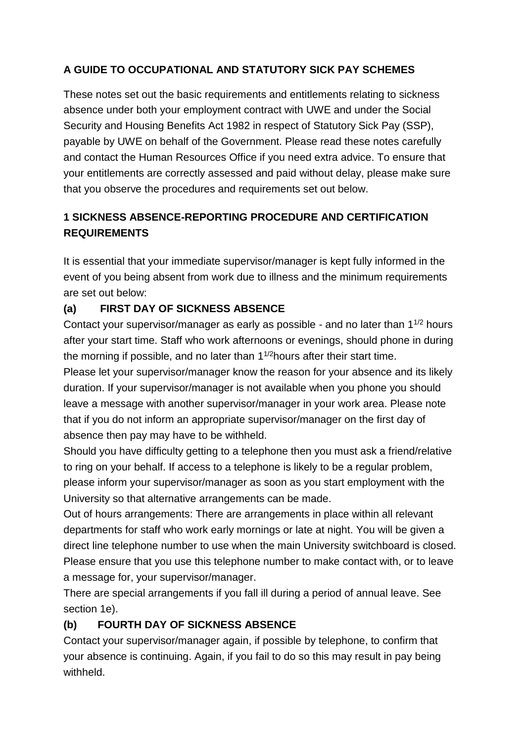# A GUIDE TO OCCUPATIONAL AND STATUTORY SICK PAY SCHEMES

These notes set out the basic requirements and entitlements relating to sickness absence under both your employment contract with UWE and under the Social Security and Housing Benefits Act 1982 in respect of Statutory Sick Pay (SSP), payable by UWE on behalf of the Government. Please read these notes carefully and contact the Human Resources Office if you need extra advice. To ensure that your entitlements are correctly assessed and paid without delay, please make sure that you observe the procedures and requirements set out below.

## 1 SICKNESS ABSENCE-REPORTING PROCEDURE AND CERTIFICATION REQUIREMENTS

It is essential that your immediate supervisor/manager is kept fully informed in the event of you being absent from work due to illness and the minimum requirements are set out below:

### (a) FIRST DAY OF SICKNESS ABSENCE

Contact your supervisor/manager as early as possible - and no later than $1^{1/2}$ hours after your start time. Staff who work afternoons or evenings, should phone in during the morning if possible, and no later than $1^{1/2}$hours after their start time.

Please let your supervisor/manager know the reason for your absence and its likely duration. If your supervisor/manager is not available when you phone you should leave a message with another supervisor/manager in your work area. Please note that if you do not inform an appropriate supervisor/manager on the first day of absence then pay may have to be withheld.

Should you have difficulty getting to a telephone then you must ask a friend/relative to ring on your behalf. If access to a telephone is likely to be a regular problem, please inform your supervisor/manager as soon as you start employment with the University so that alternative arrangements can be made.

Out of hours arrangements: There are arrangements in place within all relevant departments for staff who work early mornings or late at night. You will be given a direct line telephone number to use when the main University switchboard is closed. Please ensure that you use this telephone number to make contact with, or to leave a message for, your supervisor/manager.

There are special arrangements if you fall ill during a period of annual leave. See section 1e).

### (b) FOURTH DAY OF SICKNESS ABSENCE

Contact your supervisor/manager again, if possible by telephone, to confirm that your absence is continuing. Again, if you fail to do so this may result in pay being withheld.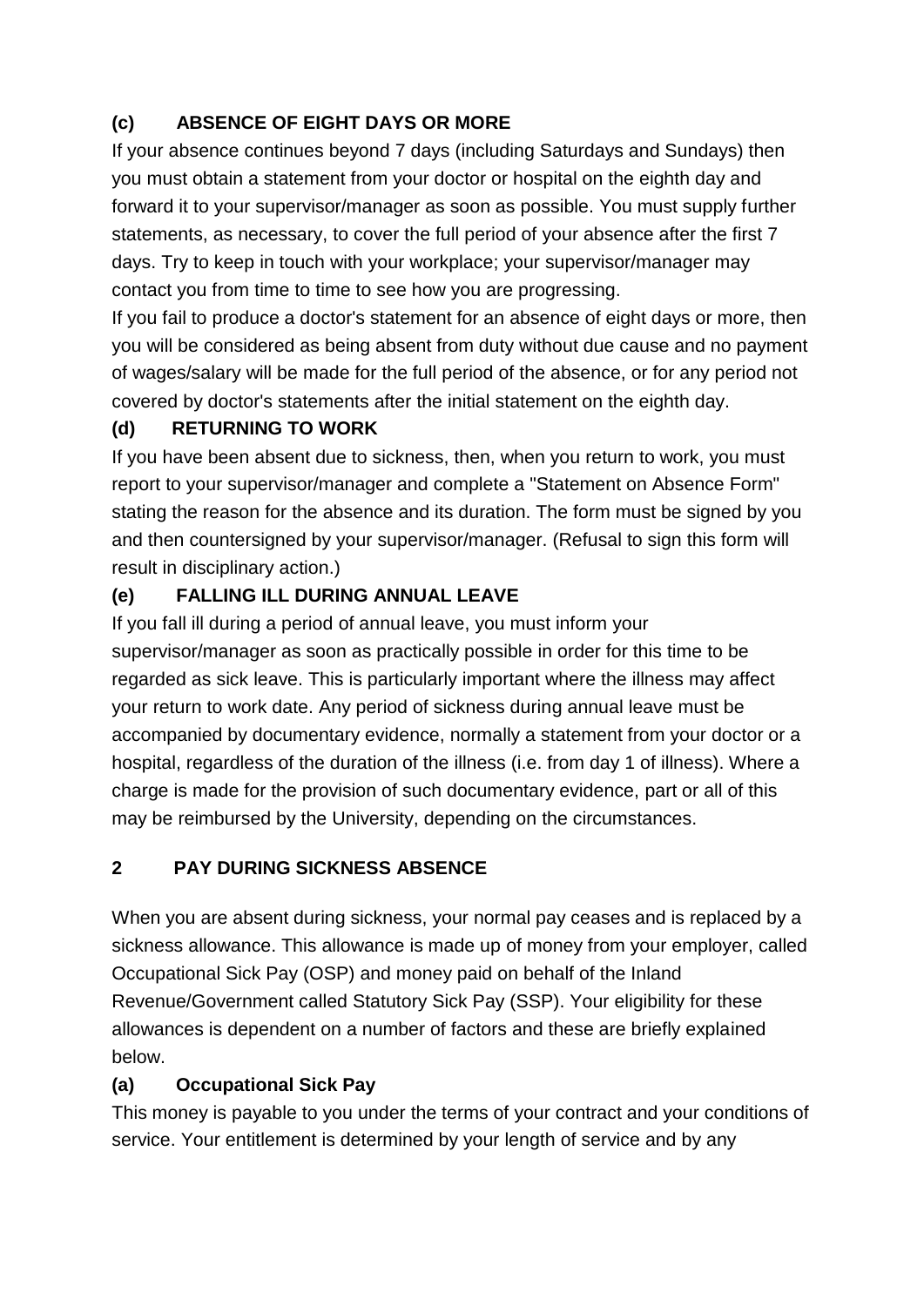### (c) ABSENCE OF EIGHT DAYS OR MORE

If your absence continues beyond 7 days (including Saturdays and Sundays) then you must obtain a statement from your doctor or hospital on the eighth day and forward it to your supervisor/manager as soon as possible. You must supply further statements, as necessary, to cover the full period of your absence after the first 7 days. Try to keep in touch with your workplace; your supervisor/manager may contact you from time to time to see how you are progressing.

If you fail to produce a doctor's statement for an absence of eight days or more, then you will be considered as being absent from duty without due cause and no payment of wages/salary will be made for the full period of the absence, or for any period not covered by doctor's statements after the initial statement on the eighth day.

### (d) RETURNING TO WORK

If you have been absent due to sickness, then, when you return to work, you must report to your supervisor/manager and complete a "Statement on Absence Form" stating the reason for the absence and its duration. The form must be signed by you and then countersigned by your supervisor/manager. (Refusal to sign this form will result in disciplinary action.)

### (e) FALLING ILL DURING ANNUAL LEAVE

If you fall ill during a period of annual leave, you must inform your supervisor/manager as soon as practically possible in order for this time to be regarded as sick leave. This is particularly important where the illness may affect your return to work date. Any period of sickness during annual leave must be accompanied by documentary evidence, normally a statement from your doctor or a hospital, regardless of the duration of the illness (i.e. from day 1 of illness). Where a charge is made for the provision of such documentary evidence, part or all of this may be reimbursed by the University, depending on the circumstances.

## 2 PAY DURING SICKNESS ABSENCE

When you are absent during sickness, your normal pay ceases and is replaced by a sickness allowance. This allowance is made up of money from your employer, called Occupational Sick Pay (OSP) and money paid on behalf of the Inland Revenue/Government called Statutory Sick Pay (SSP). Your eligibility for these allowances is dependent on a number of factors and these are briefly explained below.

### (a) Occupational Sick Pay

This money is payable to you under the terms of your contract and your conditions of service. Your entitlement is determined by your length of service and by any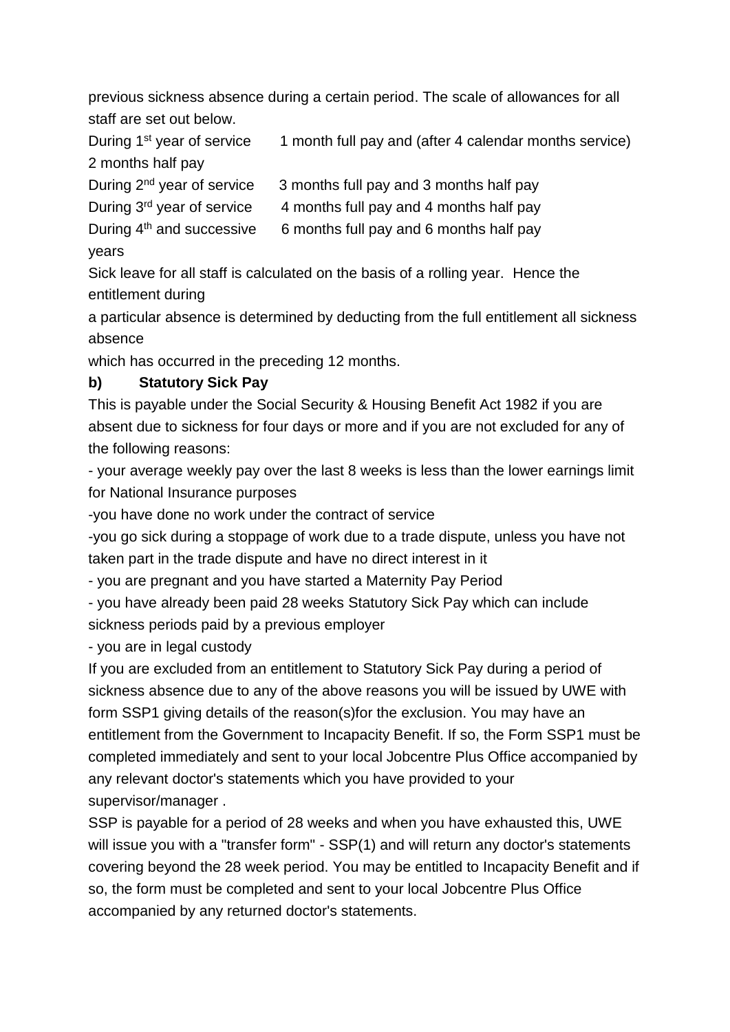previous sickness absence during a certain period. The scale of allowances for all staff are set out below.

| | |
|---|---|
| During 1st year of service | 1 month full pay and (after 4 calendar months service) 2 months half pay |
| During 2nd year of service | 3 months full pay and 3 months half pay |
| During 3rd year of service | 4 months full pay and 4 months half pay |
| During 4th and successive years | 6 months full pay and 6 months half pay |

Sick leave for all staff is calculated on the basis of a rolling year. Hence the entitlement during a particular absence is determined by deducting from the full entitlement all sickness absence which has occurred in the preceding 12 months.

**b) Statutory Sick Pay**

This is payable under the Social Security & Housing Benefit Act 1982 if you are absent due to sickness for four days or more and if you are not excluded for any of the following reasons:

- your average weekly pay over the last 8 weeks is less than the lower earnings limit for National Insurance purposes
- you have done no work under the contract of service
- you go sick during a stoppage of work due to a trade dispute, unless you have not taken part in the trade dispute and have no direct interest in it
- you are pregnant and you have started a Maternity Pay Period
- you have already been paid 28 weeks Statutory Sick Pay which can include sickness periods paid by a previous employer
- you are in legal custody

If you are excluded from an entitlement to Statutory Sick Pay during a period of sickness absence due to any of the above reasons you will be issued by UWE with form SSP1 giving details of the reason(s)for the exclusion. You may have an entitlement from the Government to Incapacity Benefit. If so, the Form SSP1 must be completed immediately and sent to your local Jobcentre Plus Office accompanied by any relevant doctor's statements which you have provided to your supervisor/manager .

SSP is payable for a period of 28 weeks and when you have exhausted this, UWE will issue you with a "transfer form" - SSP(1) and will return any doctor's statements covering beyond the 28 week period. You may be entitled to Incapacity Benefit and if so, the form must be completed and sent to your local Jobcentre Plus Office accompanied by any returned doctor's statements.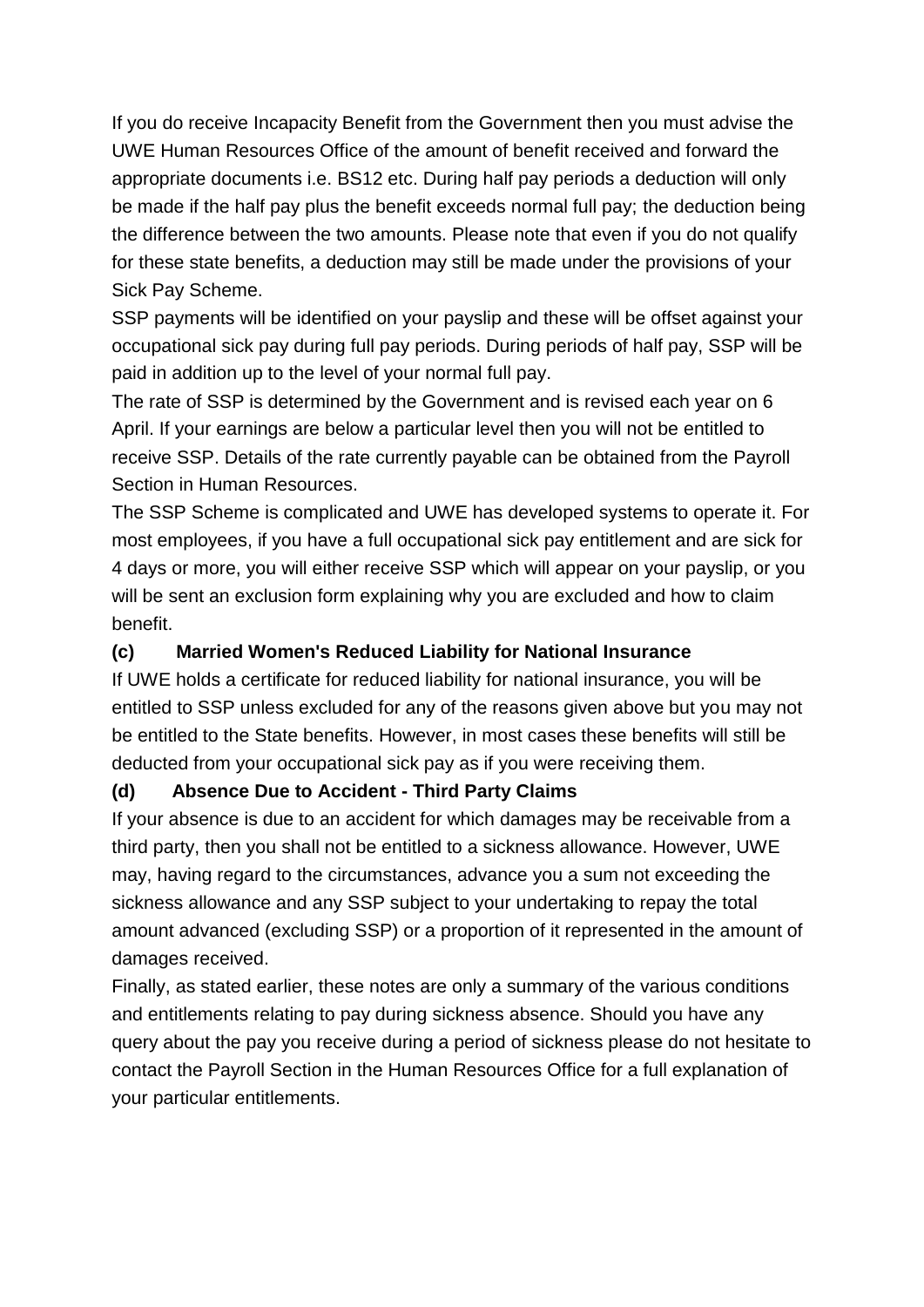If you do receive Incapacity Benefit from the Government then you must advise the UWE Human Resources Office of the amount of benefit received and forward the appropriate documents i.e. BS12 etc. During half pay periods a deduction will only be made if the half pay plus the benefit exceeds normal full pay; the deduction being the difference between the two amounts. Please note that even if you do not qualify for these state benefits, a deduction may still be made under the provisions of your Sick Pay Scheme.

SSP payments will be identified on your payslip and these will be offset against your occupational sick pay during full pay periods. During periods of half pay, SSP will be paid in addition up to the level of your normal full pay.

The rate of SSP is determined by the Government and is revised each year on 6 April. If your earnings are below a particular level then you will not be entitled to receive SSP. Details of the rate currently payable can be obtained from the Payroll Section in Human Resources.

The SSP Scheme is complicated and UWE has developed systems to operate it. For most employees, if you have a full occupational sick pay entitlement and are sick for 4 days or more, you will either receive SSP which will appear on your payslip, or you will be sent an exclusion form explaining why you are excluded and how to claim benefit.

**(c) Married Women's Reduced Liability for National Insurance**

If UWE holds a certificate for reduced liability for national insurance, you will be entitled to SSP unless excluded for any of the reasons given above but you may not be entitled to the State benefits. However, in most cases these benefits will still be deducted from your occupational sick pay as if you were receiving them.

**(d) Absence Due to Accident - Third Party Claims**

If your absence is due to an accident for which damages may be receivable from a third party, then you shall not be entitled to a sickness allowance. However, UWE may, having regard to the circumstances, advance you a sum not exceeding the sickness allowance and any SSP subject to your undertaking to repay the total amount advanced (excluding SSP) or a proportion of it represented in the amount of damages received.

Finally, as stated earlier, these notes are only a summary of the various conditions and entitlements relating to pay during sickness absence. Should you have any query about the pay you receive during a period of sickness please do not hesitate to contact the Payroll Section in the Human Resources Office for a full explanation of your particular entitlements.